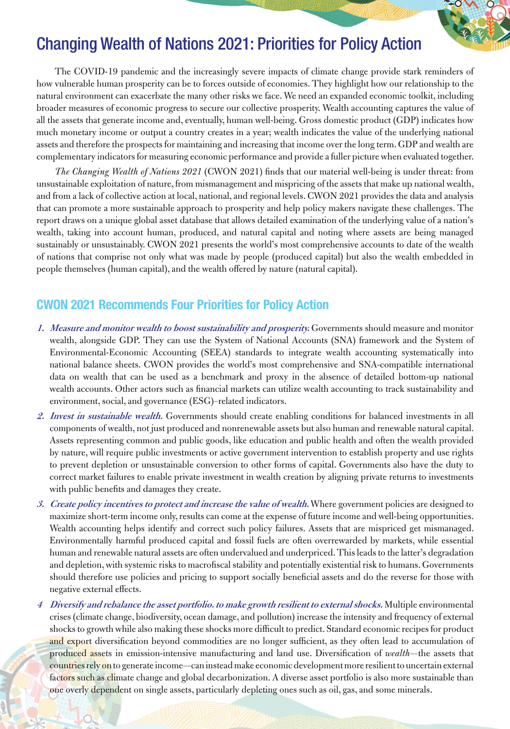# Changing Wealth of Nations 2021: Priorities for Policy Action

The COVID-19 pandemic and the increasingly severe impacts of climate change provide stark reminders of how vulnerable human prosperity can be to forces outside of economies. They highlight how our relationship to the natural environment can exacerbate the many other risks we face. We need an expanded economic toolkit, including broader measures of economic progress to secure our collective prosperity. Wealth accounting captures the value of all the assets that generate income and, eventually, human well-being. Gross domestic product (GDP) indicates how much monetary income or output a country creates in a year; wealth indicates the value of the underlying national assets and therefore the prospects for maintaining and increasing that income over the long term. GDP and wealth are complementary indicators for measuring economic performance and provide a fuller picture when evaluated together.

*The Changing Wealth of Nations 2021* (CWON 2021) finds that our material well-being is under threat: from unsustainable exploitation of nature, from mismanagement and mispricing of the assets that make up national wealth, and from a lack of collective action at local, national, and regional levels. CWON 2021 provides the data and analysis that can promote a more sustainable approach to prosperity and help policy makers navigate these challenges. The report draws on a unique global asset database that allows detailed examination of the underlying value of a nation's wealth, taking into account human, produced, and natural capital and noting where assets are being managed sustainably or unsustainably. CWON 2021 presents the world's most comprehensive accounts to date of the wealth of nations that comprise not only what was made by people (produced capital) but also the wealth embedded in people themselves (human capital), and the wealth offered by nature (natural capital).

## CWON 2021 Recommends Four Priorities for Policy Action

1. ***Measure and monitor wealth to boost sustainability and prosperity.*** Governments should measure and monitor wealth, alongside GDP. They can use the System of National Accounts (SNA) framework and the System of Environmental-Economic Accounting (SEEA) standards to integrate wealth accounting systematically into national balance sheets. CWON provides the world's most comprehensive and SNA-compatible international data on wealth that can be used as a benchmark and proxy in the absence of detailed bottom-up national wealth accounts. Other actors such as financial markets can utilize wealth accounting to track sustainability and environment, social, and governance (ESG)–related indicators.
2. ***Invest in sustainable wealth.*** Governments should create enabling conditions for balanced investments in all components of wealth, not just produced and nonrenewable assets but also human and renewable natural capital. Assets representing common and public goods, like education and public health and often the wealth provided by nature, will require public investments or active government intervention to establish property and use rights to prevent depletion or unsustainable conversion to other forms of capital. Governments also have the duty to correct market failures to enable private investment in wealth creation by aligning private returns to investments with public benefits and damages they create.
3. ***Create policy incentives to protect and increase the value of wealth.*** Where government policies are designed to maximize short-term income only, results can come at the expense of future income and well-being opportunities. Wealth accounting helps identify and correct such policy failures. Assets that are mispriced get mismanaged. Environmentally harmful produced capital and fossil fuels are often overrewarded by markets, while essential human and renewable natural assets are often undervalued and underpriced. This leads to the latter's degradation and depletion, with systemic risks to macrofiscal stability and potentially existential risk to humans. Governments should therefore use policies and pricing to support socially beneficial assets and do the reverse for those with negative external effects.
4. ***Diversify and rebalance the asset portfolio. to make growth resilient to external shocks.*** Multiple environmental crises (climate change, biodiversity, ocean damage, and pollution) increase the intensity and frequency of external shocks to growth while also making these shocks more difficult to predict. Standard economic recipes for product and export diversification beyond commodities are no longer sufficient, as they often lead to accumulation of produced assets in emission-intensive manufacturing and land use. Diversification of *wealth*—the assets that countries rely on to generate income—can instead make economic development more resilient to uncertain external factors such as climate change and global decarbonization. A diverse asset portfolio is also more sustainable than one overly dependent on single assets, particularly depleting ones such as oil, gas, and some minerals.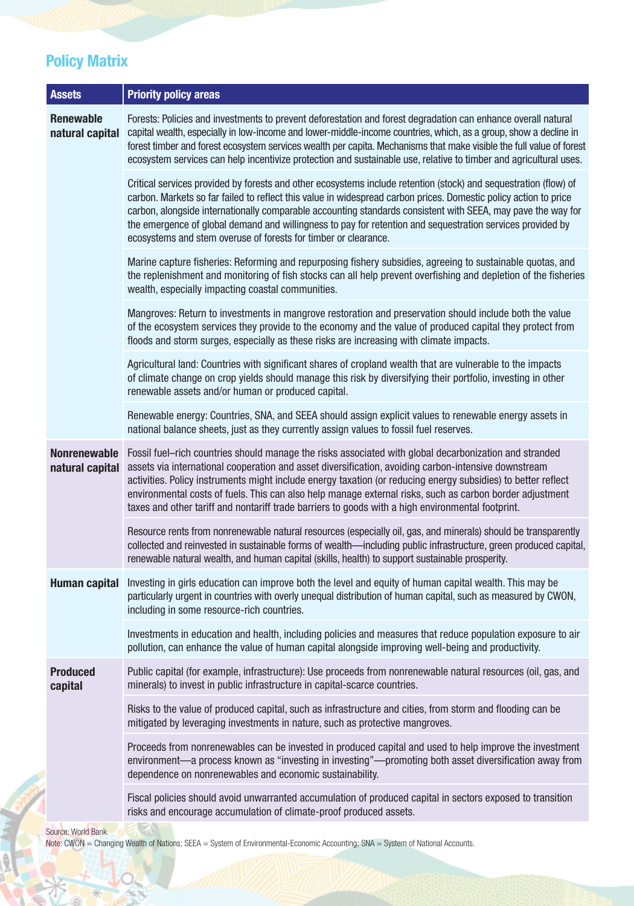## Policy Matrix

| Assets | Priority policy areas |
|---|---|
| **Renewable natural capital** | Forests: Policies and investments to prevent deforestation and forest degradation can enhance overall natural capital wealth, especially in low-income and lower-middle-income countries, which, as a group, show a decline in forest timber and forest ecosystem services wealth per capita. Mechanisms that make visible the full value of forest ecosystem services can help incentivize protection and sustainable use, relative to timber and agricultural uses. |
| | Critical services provided by forests and other ecosystems include retention (stock) and sequestration (flow) of carbon. Markets so far failed to reflect this value in widespread carbon prices. Domestic policy action to price carbon, alongside internationally comparable accounting standards consistent with SEEA, may pave the way for the emergence of global demand and willingness to pay for retention and sequestration services provided by ecosystems and stem overuse of forests for timber or clearance. |
| | Marine capture fisheries: Reforming and repurposing fishery subsidies, agreeing to sustainable quotas, and the replenishment and monitoring of fish stocks can all help prevent overfishing and depletion of the fisheries wealth, especially impacting coastal communities. |
| | Mangroves: Return to investments in mangrove restoration and preservation should include both the value of the ecosystem services they provide to the economy and the value of produced capital they protect from floods and storm surges, especially as these risks are increasing with climate impacts. |
| | Agricultural land: Countries with significant shares of cropland wealth that are vulnerable to the impacts of climate change on crop yields should manage this risk by diversifying their portfolio, investing in other renewable assets and/or human or produced capital. |
| | Renewable energy: Countries, SNA, and SEEA should assign explicit values to renewable energy assets in national balance sheets, just as they currently assign values to fossil fuel reserves. |
| **Nonrenewable natural capital** | Fossil fuel–rich countries should manage the risks associated with global decarbonization and stranded assets via international cooperation and asset diversification, avoiding carbon-intensive downstream activities. Policy instruments might include energy taxation (or reducing energy subsidies) to better reflect environmental costs of fuels. This can also help manage external risks, such as carbon border adjustment taxes and other tariff and nontariff trade barriers to goods with a high environmental footprint. |
| | Resource rents from nonrenewable natural resources (especially oil, gas, and minerals) should be transparently collected and reinvested in sustainable forms of wealth—including public infrastructure, green produced capital, renewable natural wealth, and human capital (skills, health) to support sustainable prosperity. |
| **Human capital** | Investing in girls education can improve both the level and equity of human capital wealth. This may be particularly urgent in countries with overly unequal distribution of human capital, such as measured by CWON, including in some resource-rich countries. |
| | Investments in education and health, including policies and measures that reduce population exposure to air pollution, can enhance the value of human capital alongside improving well-being and productivity. |
| **Produced capital** | Public capital (for example, infrastructure): Use proceeds from nonrenewable natural resources (oil, gas, and minerals) to invest in public infrastructure in capital-scarce countries. |
| | Risks to the value of produced capital, such as infrastructure and cities, from storm and flooding can be mitigated by leveraging investments in nature, such as protective mangroves. |
| | Proceeds from nonrenewables can be invested in produced capital and used to help improve the investment environment—a process known as "investing in investing"—promoting both asset diversification away from dependence on nonrenewables and economic sustainability. |
| | Fiscal policies should avoid unwarranted accumulation of produced capital in sectors exposed to transition risks and encourage accumulation of climate-proof produced assets. |

Source: World Bank

Note: CWON = Changing Wealth of Nations; SEEA = System of Environmental-Economic Accounting; SNA = System of National Accounts.